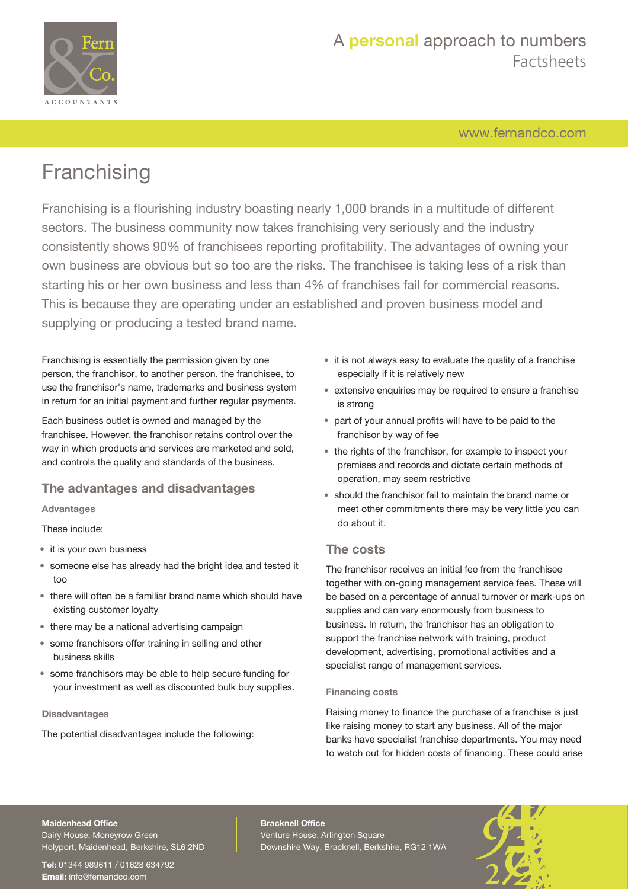# Franchising

Franchising is a flourishing industry boasting nearly 1,000 brands in a multitude of different sectors. The business community now takes franchising very seriously and the industry consistently shows 90% of franchisees reporting profitability. The advantages of owning your own business are obvious but so too are the risks. The franchisee is taking less of a risk than starting his or her own business and less than 4% of franchises fail for commercial reasons. This is because they are operating under an established and proven business model and supplying or producing a tested brand name.

Franchising is essentially the permission given by one person, the franchisor, to another person, the franchisee, to use the franchisor's name, trademarks and business system in return for an initial payment and further regular payments.

Each business outlet is owned and managed by the franchisee. However, the franchisor retains control over the way in which products and services are marketed and sold, and controls the quality and standards of the business.

## The advantages and disadvantages

### Advantages

These include:

- it is your own business
- someone else has already had the bright idea and tested it too
- there will often be a familiar brand name which should have existing customer loyalty
- there may be a national advertising campaign
- some franchisors offer training in selling and other business skills
- some franchisors may be able to help secure funding for your investment as well as discounted bulk buy supplies.

### Disadvantages

The potential disadvantages include the following:

- it is not always easy to evaluate the quality of a franchise especially if it is relatively new
- extensive enquiries may be required to ensure a franchise is strong
- part of your annual profits will have to be paid to the franchisor by way of fee
- the rights of the franchisor, for example to inspect your premises and records and dictate certain methods of operation, may seem restrictive
- should the franchisor fail to maintain the brand name or meet other commitments there may be very little you can do about it.

## The costs

The franchisor receives an initial fee from the franchisee together with on-going management service fees. These will be based on a percentage of annual turnover or mark-ups on supplies and can vary enormously from business to business. In return, the franchisor has an obligation to support the franchise network with training, product development, advertising, promotional activities and a specialist range of management services.

### Financing costs

Raising money to finance the purchase of a franchise is just like raising money to start any business. All of the major banks have specialist franchise departments. You may need to watch out for hidden costs of financing. These could arise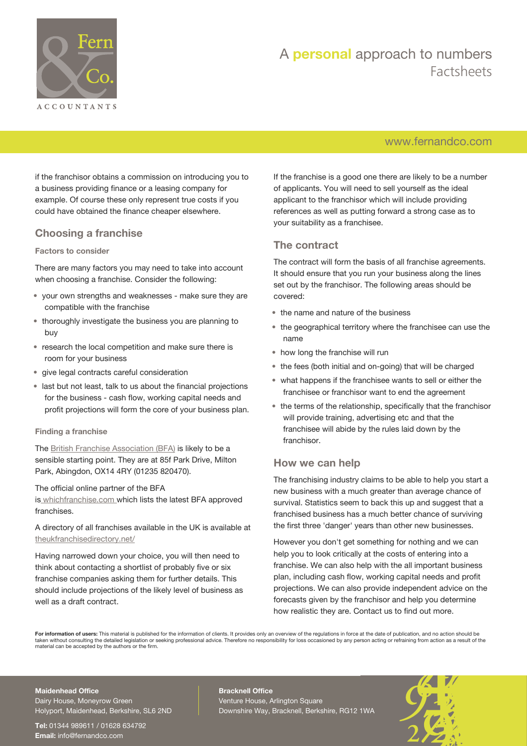if the franchisor obtains a commission on introducing you to a business providing finance or a leasing company for example. Of course these only represent true costs if you could have obtained the finance cheaper elsewhere.

## Choosing a franchise

### Factors to consider

There are many factors you may need to take into account when choosing a franchise. Consider the following:

- your own strengths and weaknesses - make sure they are compatible with the franchise
- thoroughly investigate the business you are planning to buy
- research the local competition and make sure there is room for your business
- give legal contracts careful consideration
- last but not least, talk to us about the financial projections for the business - cash flow, working capital needs and profit projections will form the core of your business plan.

### Finding a franchise

The British Franchise Association (BFA) is likely to be a sensible starting point. They are at 85f Park Drive, Milton Park, Abingdon, OX14 4RY (01235 820470).

The official online partner of the BFA is whichfranchise.com which lists the latest BFA approved franchises.

A directory of all franchises available in the UK is available at theukfranchisedirectory.net/

Having narrowed down your choice, you will then need to think about contacting a shortlist of probably five or six franchise companies asking them for further details. This should include projections of the likely level of business as well as a draft contract.

If the franchise is a good one there are likely to be a number of applicants. You will need to sell yourself as the ideal applicant to the franchisor which will include providing references as well as putting forward a strong case as to your suitability as a franchisee.

## The contract

The contract will form the basis of all franchise agreements. It should ensure that you run your business along the lines set out by the franchisor. The following areas should be covered:

- the name and nature of the business
- the geographical territory where the franchisee can use the name
- how long the franchise will run
- the fees (both initial and on-going) that will be charged
- what happens if the franchisee wants to sell or either the franchisee or franchisor want to end the agreement
- the terms of the relationship, specifically that the franchisor will provide training, advertising etc and that the franchisee will abide by the rules laid down by the franchisor.

## How we can help

The franchising industry claims to be able to help you start a new business with a much greater than average chance of survival. Statistics seem to back this up and suggest that a franchised business has a much better chance of surviving the first three 'danger' years than other new businesses.

However you don't get something for nothing and we can help you to look critically at the costs of entering into a franchise. We can also help with the all important business plan, including cash flow, working capital needs and profit projections. We can also provide independent advice on the forecasts given by the franchisor and help you determine how realistic they are. Contact us to find out more.

**For information of users:** This material is published for the information of clients. It provides only an overview of the regulations in force at the date of publication, and no action should be taken without consulting the detailed legislation or seeking professional advice. Therefore no responsibility for loss occasioned by any person acting or refraining from action as a result of the material can be accepted by the authors or the firm.

**Maidenhead Office**
Dairy House, Moneyrow Green
Holyport, Maidenhead, Berkshire, SL6 2ND

**Bracknell Office**
Venture House, Arlington Square
Downshire Way, Bracknell, Berkshire, RG12 1WA

**Tel:** 01344 989611 / 01628 634792
**Email:** info@fernandco.com